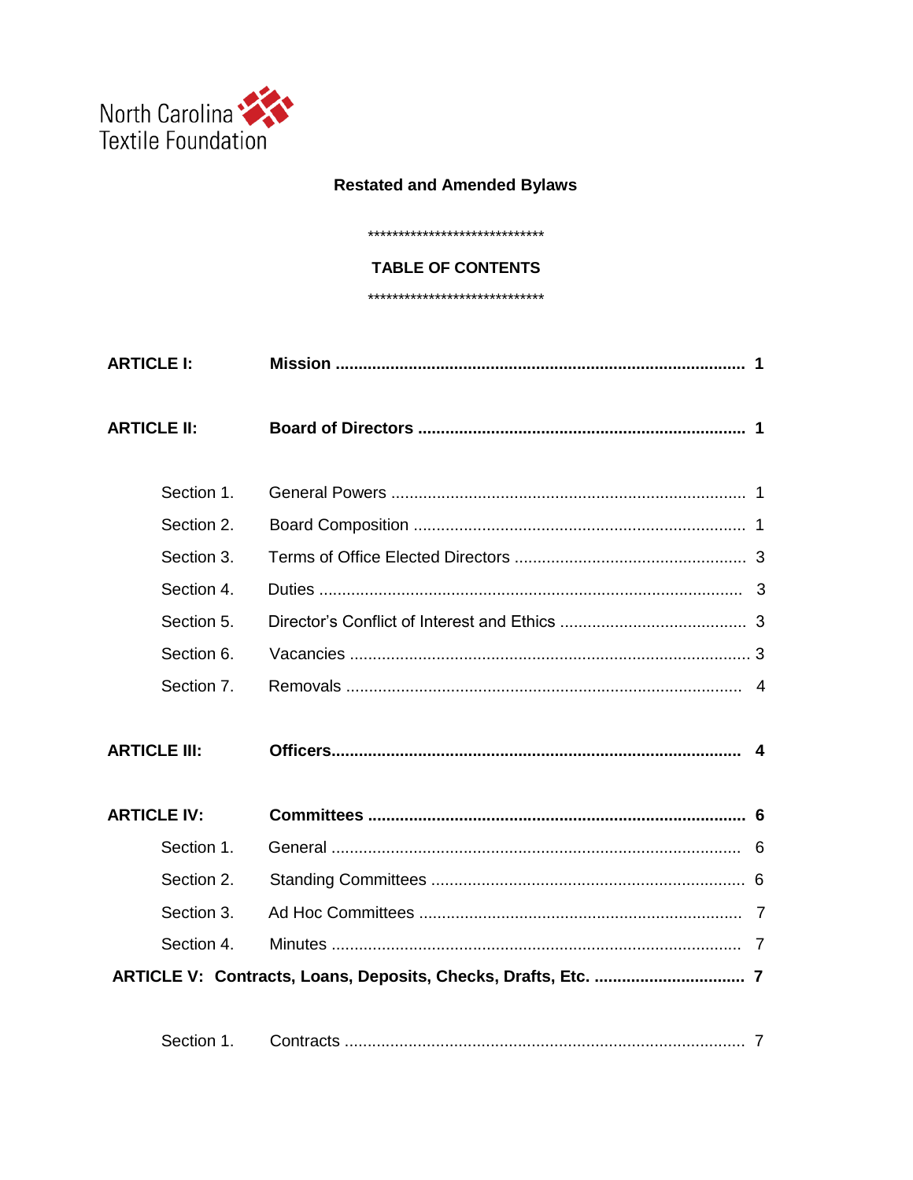North Carolina Textile Foundation

**Restated and Amended Bylaws**

*****************************

**TABLE OF CONTENTS**

*****************************

| | | |
|---|---|---|
| **ARTICLE I:** | **Mission** | **1** |
| **ARTICLE II:** | **Board of Directors** | **1** |
| Section 1. | General Powers | 1 |
| Section 2. | Board Composition | 1 |
| Section 3. | Terms of Office Elected Directors | 3 |
| Section 4. | Duties | 3 |
| Section 5. | Director's Conflict of Interest and Ethics | 3 |
| Section 6. | Vacancies | 3 |
| Section 7. | Removals | 4 |
| **ARTICLE III:** | **Officers** | **4** |
| **ARTICLE IV:** | **Committees** | **6** |
| Section 1. | General | 6 |
| Section 2. | Standing Committees | 6 |
| Section 3. | Ad Hoc Committees | 7 |
| Section 4. | Minutes | 7 |
| **ARTICLE V:** | **Contracts, Loans, Deposits, Checks, Drafts, Etc.** | **7** |
| Section 1. | Contracts | 7 |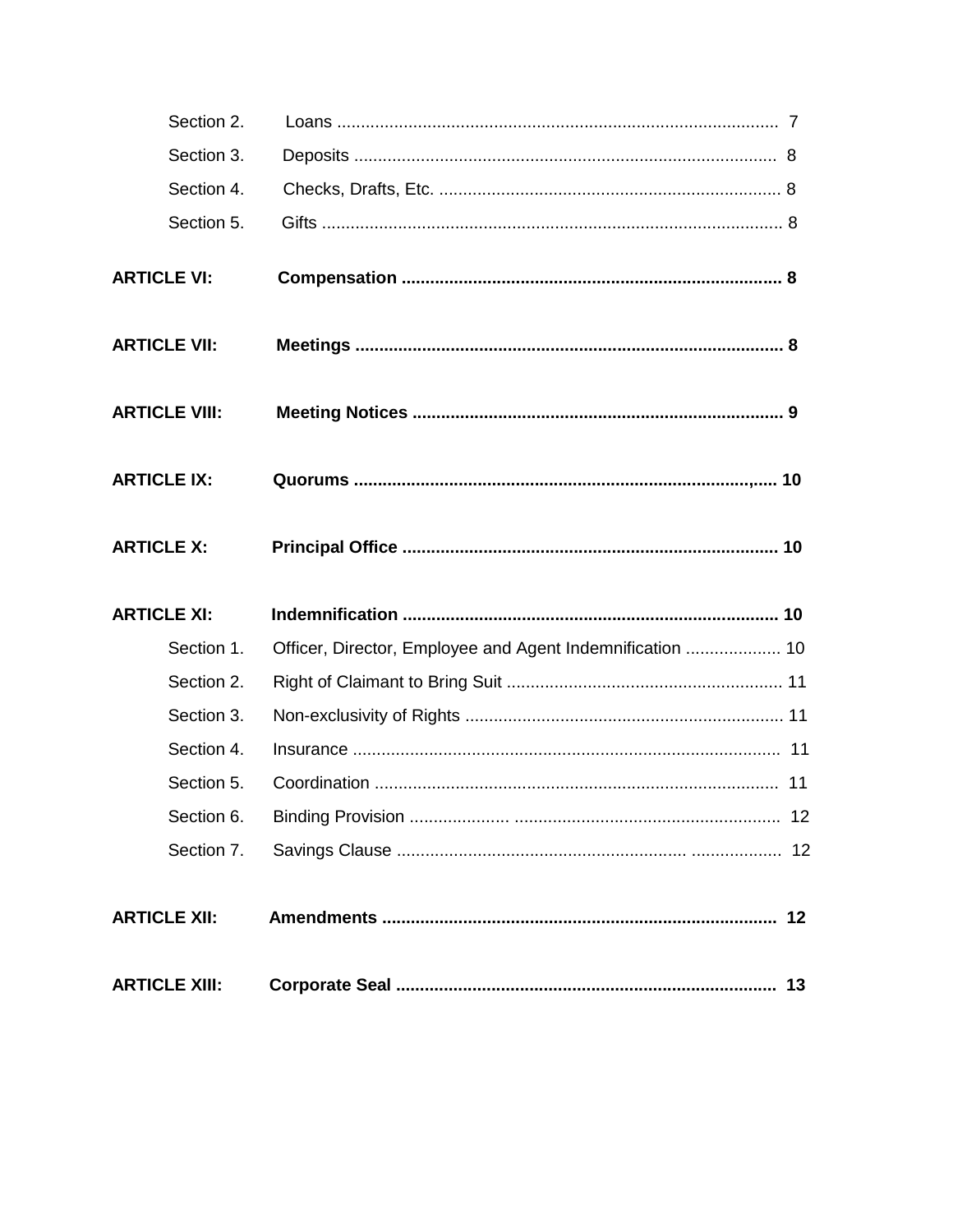Section 2. Loans ........................................................................................... 7

Section 3. Deposits ........................................................................................ 8

Section 4. Checks, Drafts, Etc. ....................................................................... 8

Section 5. Gifts ................................................................................................ 8

**ARTICLE VI: Compensation ............................................................................... 8**

**ARTICLE VII: Meetings ........................................................................................ 8**

**ARTICLE VIII: Meeting Notices ............................................................................. 9**

**ARTICLE IX: Quorums .....................................................................................,..... 10**

**ARTICLE X: Principal Office .............................................................................. 10**

**ARTICLE XI: Indemnification .............................................................................. 10**

Section 1. Officer, Director, Employee and Agent Indemnification .................... 10

Section 2. Right of Claimant to Bring Suit .......................................................... 11

Section 3. Non-exclusivity of Rights .................................................................. 11

Section 4. Insurance ......................................................................................... 11

Section 5. Coordination .................................................................................... 11

Section 6. Binding Provision ..................... ....................................................... 12

Section 7. Savings Clause ............................................................... ................... 12

**ARTICLE XII: Amendments .................................................................................. 12**

**ARTICLE XIII: Corporate Seal ................................................................................ 13**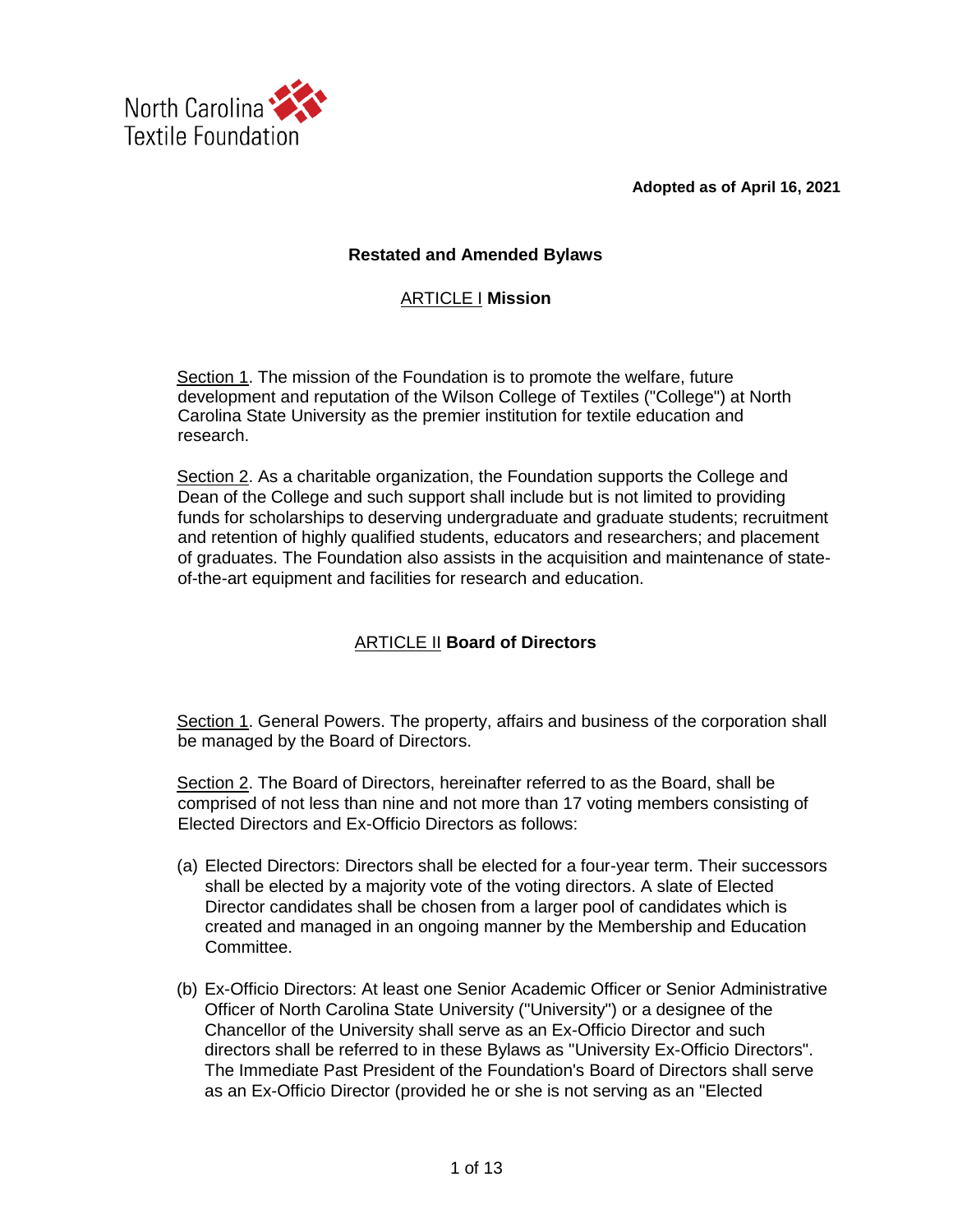North Carolina Textile Foundation

**Adopted as of April 16, 2021**

## Restated and Amended Bylaws

### ARTICLE I **Mission**

Section 1. The mission of the Foundation is to promote the welfare, future development and reputation of the Wilson College of Textiles ("College") at North Carolina State University as the premier institution for textile education and research.

Section 2. As a charitable organization, the Foundation supports the College and Dean of the College and such support shall include but is not limited to providing funds for scholarships to deserving undergraduate and graduate students; recruitment and retention of highly qualified students, educators and researchers; and placement of graduates. The Foundation also assists in the acquisition and maintenance of state-of-the-art equipment and facilities for research and education.

### ARTICLE II **Board of Directors**

Section 1. General Powers. The property, affairs and business of the corporation shall be managed by the Board of Directors.

Section 2. The Board of Directors, hereinafter referred to as the Board, shall be comprised of not less than nine and not more than 17 voting members consisting of Elected Directors and Ex-Officio Directors as follows:

(a) Elected Directors: Directors shall be elected for a four-year term. Their successors shall be elected by a majority vote of the voting directors. A slate of Elected Director candidates shall be chosen from a larger pool of candidates which is created and managed in an ongoing manner by the Membership and Education Committee.

(b) Ex-Officio Directors: At least one Senior Academic Officer or Senior Administrative Officer of North Carolina State University ("University") or a designee of the Chancellor of the University shall serve as an Ex-Officio Director and such directors shall be referred to in these Bylaws as "University Ex-Officio Directors". The Immediate Past President of the Foundation's Board of Directors shall serve as an Ex-Officio Director (provided he or she is not serving as an "Elected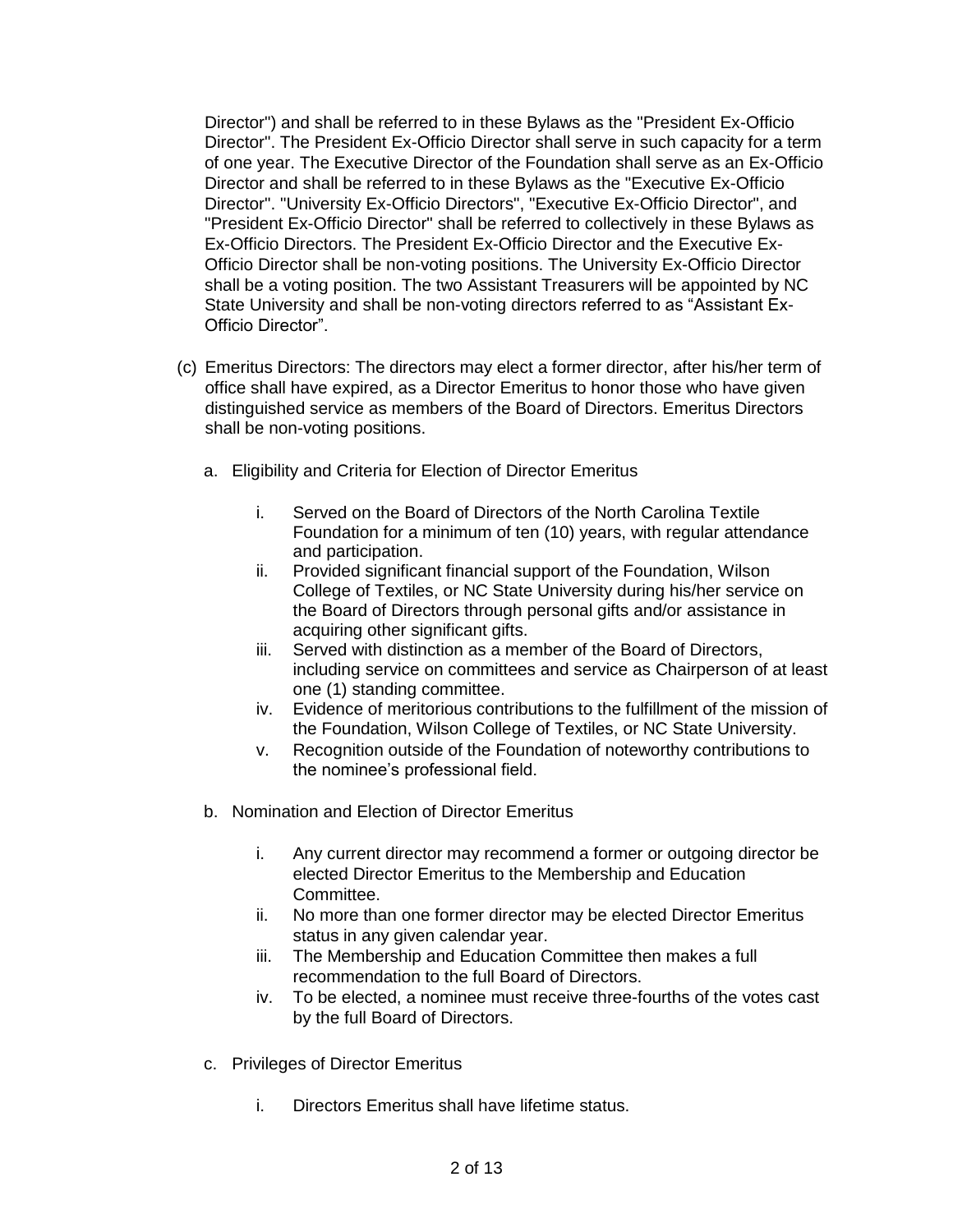Director") and shall be referred to in these Bylaws as the "President Ex-Officio Director". The President Ex-Officio Director shall serve in such capacity for a term of one year. The Executive Director of the Foundation shall serve as an Ex-Officio Director and shall be referred to in these Bylaws as the "Executive Ex-Officio Director". "University Ex-Officio Directors", "Executive Ex-Officio Director", and "President Ex-Officio Director" shall be referred to collectively in these Bylaws as Ex-Officio Directors. The President Ex-Officio Director and the Executive Ex-Officio Director shall be non-voting positions. The University Ex-Officio Director shall be a voting position. The two Assistant Treasurers will be appointed by NC State University and shall be non-voting directors referred to as "Assistant Ex-Officio Director".

(c) Emeritus Directors: The directors may elect a former director, after his/her term of office shall have expired, as a Director Emeritus to honor those who have given distinguished service as members of the Board of Directors. Emeritus Directors shall be non-voting positions.

a. Eligibility and Criteria for Election of Director Emeritus

   i. Served on the Board of Directors of the North Carolina Textile Foundation for a minimum of ten (10) years, with regular attendance and participation.
   ii. Provided significant financial support of the Foundation, Wilson College of Textiles, or NC State University during his/her service on the Board of Directors through personal gifts and/or assistance in acquiring other significant gifts.
   iii. Served with distinction as a member of the Board of Directors, including service on committees and service as Chairperson of at least one (1) standing committee.
   iv. Evidence of meritorious contributions to the fulfillment of the mission of the Foundation, Wilson College of Textiles, or NC State University.
   v. Recognition outside of the Foundation of noteworthy contributions to the nominee's professional field.

b. Nomination and Election of Director Emeritus

   i. Any current director may recommend a former or outgoing director be elected Director Emeritus to the Membership and Education Committee.
   ii. No more than one former director may be elected Director Emeritus status in any given calendar year.
   iii. The Membership and Education Committee then makes a full recommendation to the full Board of Directors.
   iv. To be elected, a nominee must receive three-fourths of the votes cast by the full Board of Directors.

c. Privileges of Director Emeritus

   i. Directors Emeritus shall have lifetime status.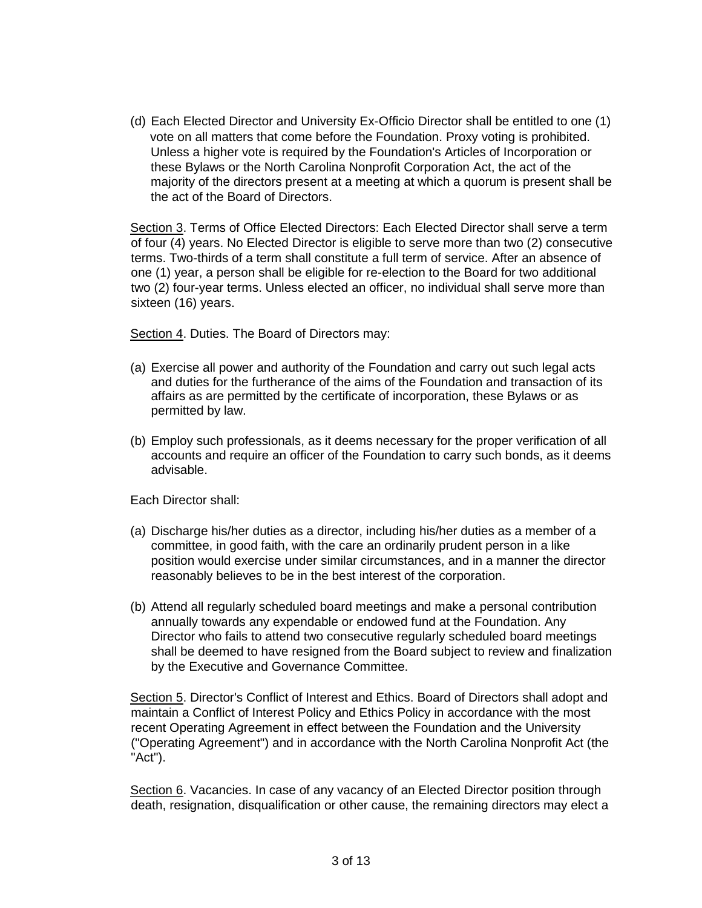(d) Each Elected Director and University Ex-Officio Director shall be entitled to one (1) vote on all matters that come before the Foundation. Proxy voting is prohibited. Unless a higher vote is required by the Foundation's Articles of Incorporation or these Bylaws or the North Carolina Nonprofit Corporation Act, the act of the majority of the directors present at a meeting at which a quorum is present shall be the act of the Board of Directors.

Section 3. Terms of Office Elected Directors: Each Elected Director shall serve a term of four (4) years. No Elected Director is eligible to serve more than two (2) consecutive terms. Two-thirds of a term shall constitute a full term of service. After an absence of one (1) year, a person shall be eligible for re-election to the Board for two additional two (2) four-year terms. Unless elected an officer, no individual shall serve more than sixteen (16) years.

Section 4. Duties. The Board of Directors may:

(a) Exercise all power and authority of the Foundation and carry out such legal acts and duties for the furtherance of the aims of the Foundation and transaction of its affairs as are permitted by the certificate of incorporation, these Bylaws or as permitted by law.

(b) Employ such professionals, as it deems necessary for the proper verification of all accounts and require an officer of the Foundation to carry such bonds, as it deems advisable.

Each Director shall:

(a) Discharge his/her duties as a director, including his/her duties as a member of a committee, in good faith, with the care an ordinarily prudent person in a like position would exercise under similar circumstances, and in a manner the director reasonably believes to be in the best interest of the corporation.

(b) Attend all regularly scheduled board meetings and make a personal contribution annually towards any expendable or endowed fund at the Foundation. Any Director who fails to attend two consecutive regularly scheduled board meetings shall be deemed to have resigned from the Board subject to review and finalization by the Executive and Governance Committee.

Section 5. Director's Conflict of Interest and Ethics. Board of Directors shall adopt and maintain a Conflict of Interest Policy and Ethics Policy in accordance with the most recent Operating Agreement in effect between the Foundation and the University ("Operating Agreement") and in accordance with the North Carolina Nonprofit Act (the "Act").

Section 6. Vacancies. In case of any vacancy of an Elected Director position through death, resignation, disqualification or other cause, the remaining directors may elect a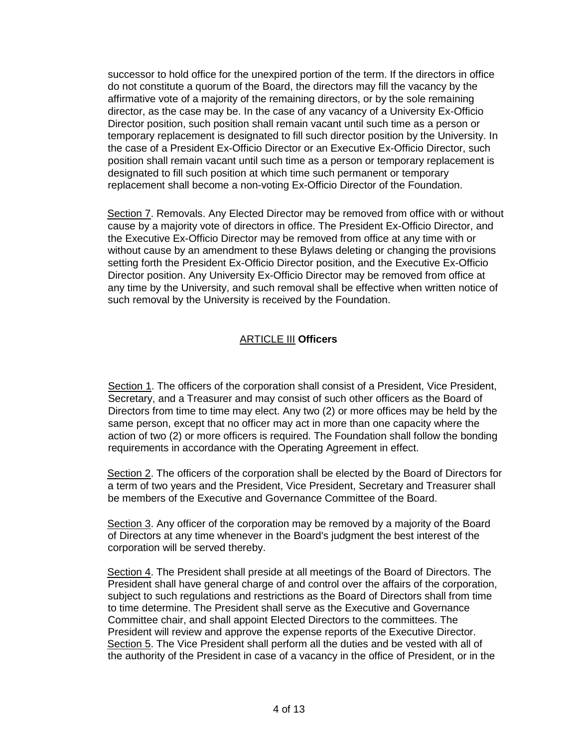successor to hold office for the unexpired portion of the term. If the directors in office do not constitute a quorum of the Board, the directors may fill the vacancy by the affirmative vote of a majority of the remaining directors, or by the sole remaining director, as the case may be. In the case of any vacancy of a University Ex-Officio Director position, such position shall remain vacant until such time as a person or temporary replacement is designated to fill such director position by the University. In the case of a President Ex-Officio Director or an Executive Ex-Officio Director, such position shall remain vacant until such time as a person or temporary replacement is designated to fill such position at which time such permanent or temporary replacement shall become a non-voting Ex-Officio Director of the Foundation.

Section 7. Removals. Any Elected Director may be removed from office with or without cause by a majority vote of directors in office. The President Ex-Officio Director, and the Executive Ex-Officio Director may be removed from office at any time with or without cause by an amendment to these Bylaws deleting or changing the provisions setting forth the President Ex-Officio Director position, and the Executive Ex-Officio Director position. Any University Ex-Officio Director may be removed from office at any time by the University, and such removal shall be effective when written notice of such removal by the University is received by the Foundation.

## ARTICLE III **Officers**

Section 1. The officers of the corporation shall consist of a President, Vice President, Secretary, and a Treasurer and may consist of such other officers as the Board of Directors from time to time may elect. Any two (2) or more offices may be held by the same person, except that no officer may act in more than one capacity where the action of two (2) or more officers is required. The Foundation shall follow the bonding requirements in accordance with the Operating Agreement in effect.

Section 2. The officers of the corporation shall be elected by the Board of Directors for a term of two years and the President, Vice President, Secretary and Treasurer shall be members of the Executive and Governance Committee of the Board.

Section 3. Any officer of the corporation may be removed by a majority of the Board of Directors at any time whenever in the Board's judgment the best interest of the corporation will be served thereby.

Section 4. The President shall preside at all meetings of the Board of Directors. The President shall have general charge of and control over the affairs of the corporation, subject to such regulations and restrictions as the Board of Directors shall from time to time determine. The President shall serve as the Executive and Governance Committee chair, and shall appoint Elected Directors to the committees. The President will review and approve the expense reports of the Executive Director.

Section 5. The Vice President shall perform all the duties and be vested with all of the authority of the President in case of a vacancy in the office of President, or in the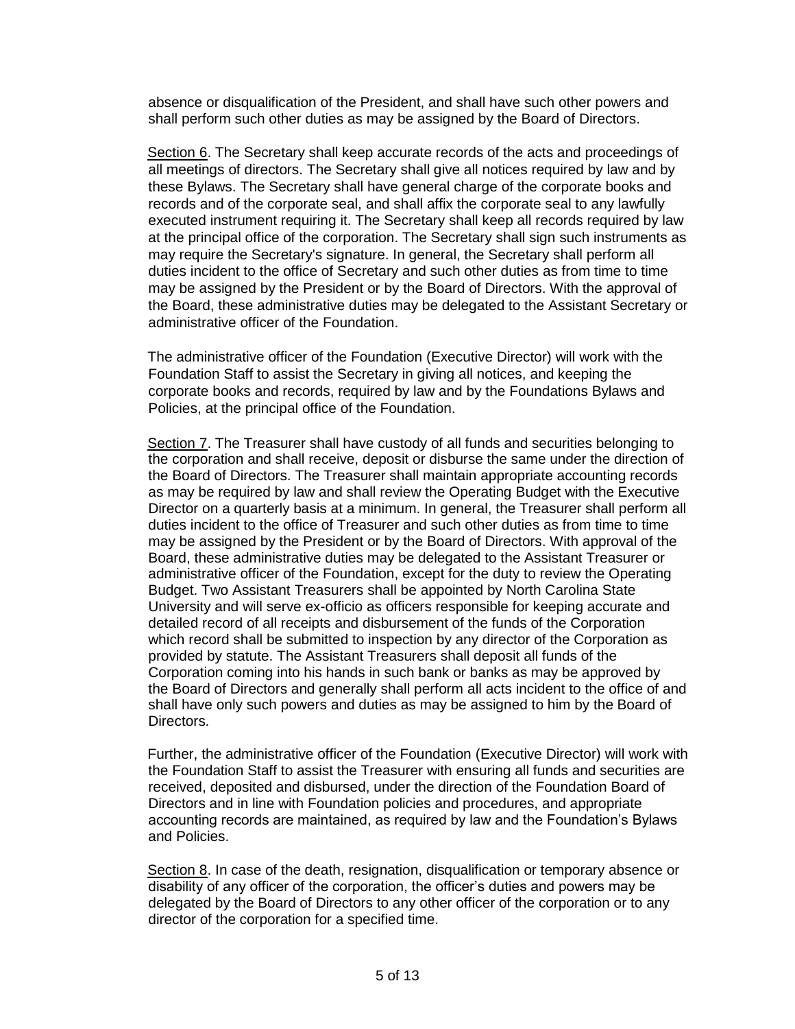absence or disqualification of the President, and shall have such other powers and shall perform such other duties as may be assigned by the Board of Directors.

Section 6. The Secretary shall keep accurate records of the acts and proceedings of all meetings of directors. The Secretary shall give all notices required by law and by these Bylaws. The Secretary shall have general charge of the corporate books and records and of the corporate seal, and shall affix the corporate seal to any lawfully executed instrument requiring it. The Secretary shall keep all records required by law at the principal office of the corporation. The Secretary shall sign such instruments as may require the Secretary's signature. In general, the Secretary shall perform all duties incident to the office of Secretary and such other duties as from time to time may be assigned by the President or by the Board of Directors. With the approval of the Board, these administrative duties may be delegated to the Assistant Secretary or administrative officer of the Foundation.

The administrative officer of the Foundation (Executive Director) will work with the Foundation Staff to assist the Secretary in giving all notices, and keeping the corporate books and records, required by law and by the Foundations Bylaws and Policies, at the principal office of the Foundation.

Section 7. The Treasurer shall have custody of all funds and securities belonging to the corporation and shall receive, deposit or disburse the same under the direction of the Board of Directors. The Treasurer shall maintain appropriate accounting records as may be required by law and shall review the Operating Budget with the Executive Director on a quarterly basis at a minimum. In general, the Treasurer shall perform all duties incident to the office of Treasurer and such other duties as from time to time may be assigned by the President or by the Board of Directors. With approval of the Board, these administrative duties may be delegated to the Assistant Treasurer or administrative officer of the Foundation, except for the duty to review the Operating Budget. Two Assistant Treasurers shall be appointed by North Carolina State University and will serve ex-officio as officers responsible for keeping accurate and detailed record of all receipts and disbursement of the funds of the Corporation which record shall be submitted to inspection by any director of the Corporation as provided by statute. The Assistant Treasurers shall deposit all funds of the Corporation coming into his hands in such bank or banks as may be approved by the Board of Directors and generally shall perform all acts incident to the office of and shall have only such powers and duties as may be assigned to him by the Board of Directors.

Further, the administrative officer of the Foundation (Executive Director) will work with the Foundation Staff to assist the Treasurer with ensuring all funds and securities are received, deposited and disbursed, under the direction of the Foundation Board of Directors and in line with Foundation policies and procedures, and appropriate accounting records are maintained, as required by law and the Foundation's Bylaws and Policies.

Section 8. In case of the death, resignation, disqualification or temporary absence or disability of any officer of the corporation, the officer's duties and powers may be delegated by the Board of Directors to any other officer of the corporation or to any director of the corporation for a specified time.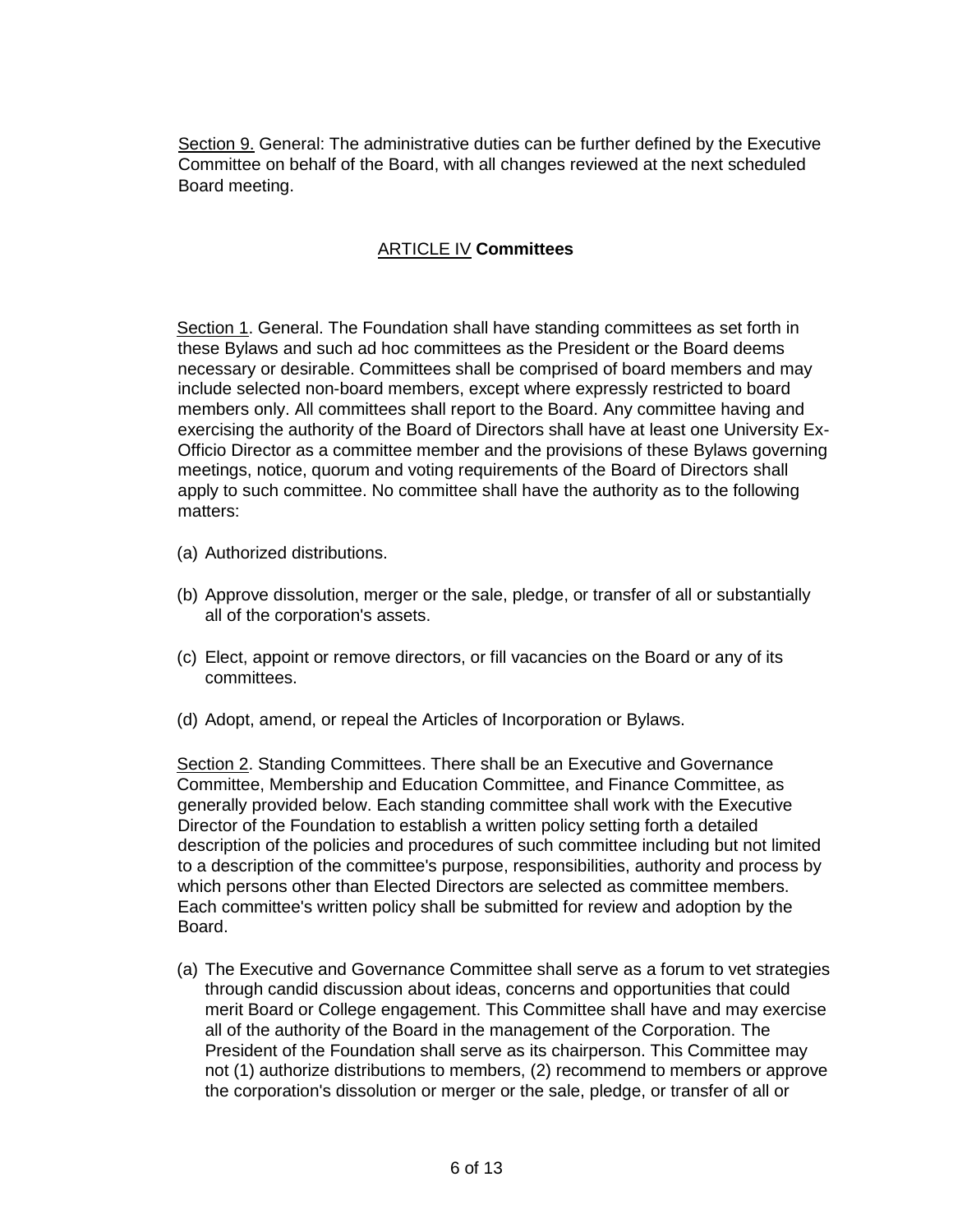Section 9. General: The administrative duties can be further defined by the Executive Committee on behalf of the Board, with all changes reviewed at the next scheduled Board meeting.

## ARTICLE IV **Committees**

Section 1. General. The Foundation shall have standing committees as set forth in these Bylaws and such ad hoc committees as the President or the Board deems necessary or desirable. Committees shall be comprised of board members and may include selected non-board members, except where expressly restricted to board members only. All committees shall report to the Board. Any committee having and exercising the authority of the Board of Directors shall have at least one University Ex-Officio Director as a committee member and the provisions of these Bylaws governing meetings, notice, quorum and voting requirements of the Board of Directors shall apply to such committee. No committee shall have the authority as to the following matters:

(a) Authorized distributions.

(b) Approve dissolution, merger or the sale, pledge, or transfer of all or substantially all of the corporation's assets.

(c) Elect, appoint or remove directors, or fill vacancies on the Board or any of its committees.

(d) Adopt, amend, or repeal the Articles of Incorporation or Bylaws.

Section 2. Standing Committees. There shall be an Executive and Governance Committee, Membership and Education Committee, and Finance Committee, as generally provided below. Each standing committee shall work with the Executive Director of the Foundation to establish a written policy setting forth a detailed description of the policies and procedures of such committee including but not limited to a description of the committee's purpose, responsibilities, authority and process by which persons other than Elected Directors are selected as committee members. Each committee's written policy shall be submitted for review and adoption by the Board.

(a) The Executive and Governance Committee shall serve as a forum to vet strategies through candid discussion about ideas, concerns and opportunities that could merit Board or College engagement. This Committee shall have and may exercise all of the authority of the Board in the management of the Corporation. The President of the Foundation shall serve as its chairperson. This Committee may not (1) authorize distributions to members, (2) recommend to members or approve the corporation's dissolution or merger or the sale, pledge, or transfer of all or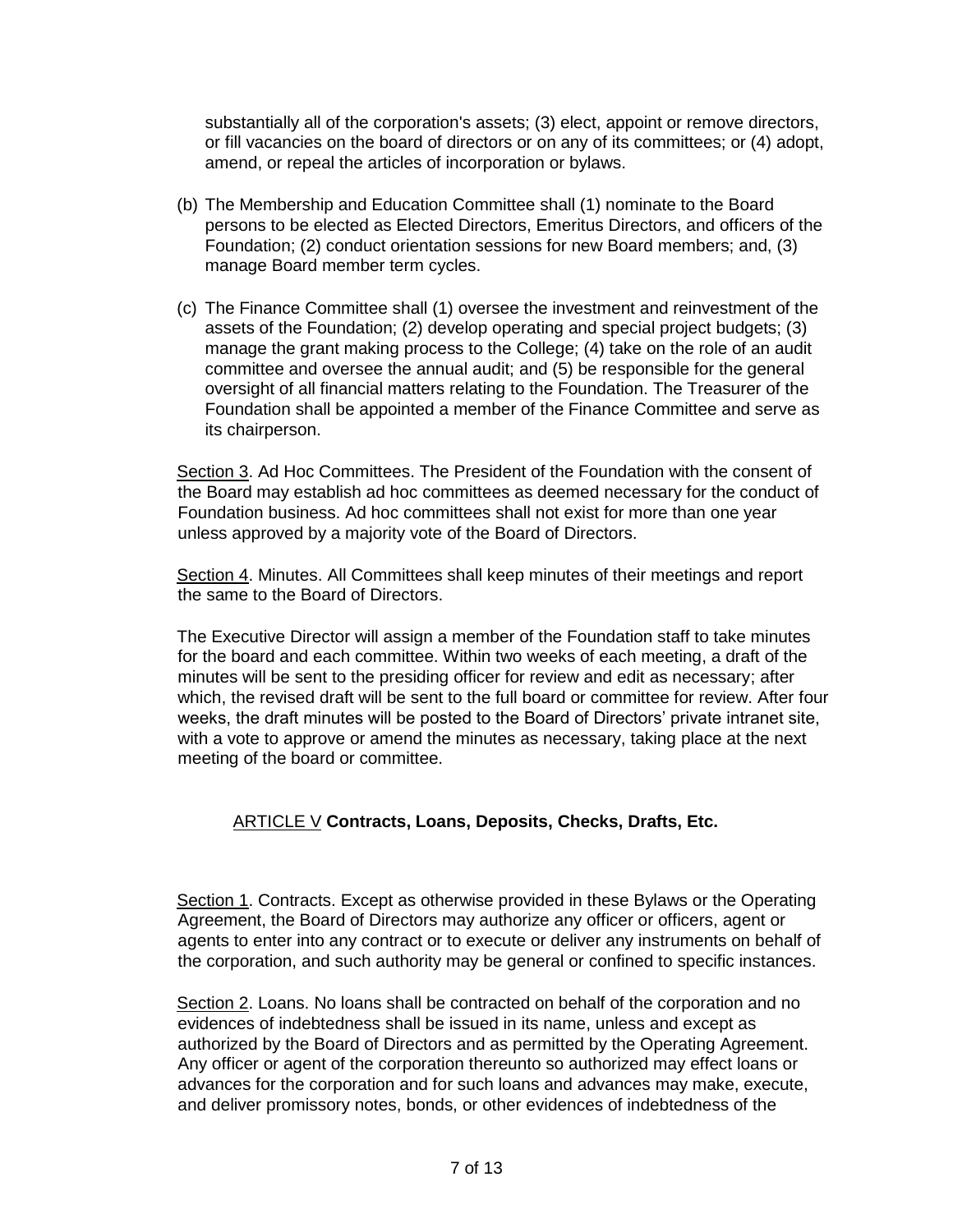substantially all of the corporation's assets; (3) elect, appoint or remove directors, or fill vacancies on the board of directors or on any of its committees; or (4) adopt, amend, or repeal the articles of incorporation or bylaws.

(b) The Membership and Education Committee shall (1) nominate to the Board persons to be elected as Elected Directors, Emeritus Directors, and officers of the Foundation; (2) conduct orientation sessions for new Board members; and, (3) manage Board member term cycles.

(c) The Finance Committee shall (1) oversee the investment and reinvestment of the assets of the Foundation; (2) develop operating and special project budgets; (3) manage the grant making process to the College; (4) take on the role of an audit committee and oversee the annual audit; and (5) be responsible for the general oversight of all financial matters relating to the Foundation. The Treasurer of the Foundation shall be appointed a member of the Finance Committee and serve as its chairperson.

Section 3. Ad Hoc Committees. The President of the Foundation with the consent of the Board may establish ad hoc committees as deemed necessary for the conduct of Foundation business. Ad hoc committees shall not exist for more than one year unless approved by a majority vote of the Board of Directors.

Section 4. Minutes. All Committees shall keep minutes of their meetings and report the same to the Board of Directors.

The Executive Director will assign a member of the Foundation staff to take minutes for the board and each committee. Within two weeks of each meeting, a draft of the minutes will be sent to the presiding officer for review and edit as necessary; after which, the revised draft will be sent to the full board or committee for review. After four weeks, the draft minutes will be posted to the Board of Directors' private intranet site, with a vote to approve or amend the minutes as necessary, taking place at the next meeting of the board or committee.

## ARTICLE V **Contracts, Loans, Deposits, Checks, Drafts, Etc.**

Section 1. Contracts. Except as otherwise provided in these Bylaws or the Operating Agreement, the Board of Directors may authorize any officer or officers, agent or agents to enter into any contract or to execute or deliver any instruments on behalf of the corporation, and such authority may be general or confined to specific instances.

Section 2. Loans. No loans shall be contracted on behalf of the corporation and no evidences of indebtedness shall be issued in its name, unless and except as authorized by the Board of Directors and as permitted by the Operating Agreement. Any officer or agent of the corporation thereunto so authorized may effect loans or advances for the corporation and for such loans and advances may make, execute, and deliver promissory notes, bonds, or other evidences of indebtedness of the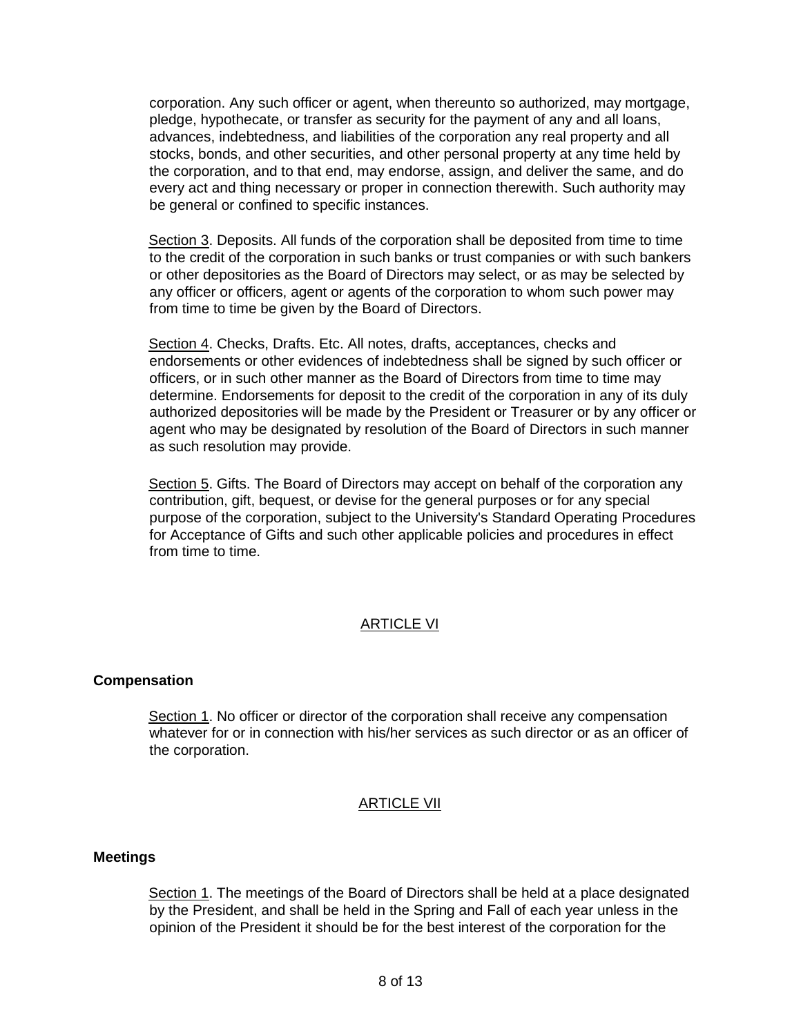corporation. Any such officer or agent, when thereunto so authorized, may mortgage, pledge, hypothecate, or transfer as security for the payment of any and all loans, advances, indebtedness, and liabilities of the corporation any real property and all stocks, bonds, and other securities, and other personal property at any time held by the corporation, and to that end, may endorse, assign, and deliver the same, and do every act and thing necessary or proper in connection therewith. Such authority may be general or confined to specific instances.

Section 3. Deposits. All funds of the corporation shall be deposited from time to time to the credit of the corporation in such banks or trust companies or with such bankers or other depositories as the Board of Directors may select, or as may be selected by any officer or officers, agent or agents of the corporation to whom such power may from time to time be given by the Board of Directors.

Section 4. Checks, Drafts. Etc. All notes, drafts, acceptances, checks and endorsements or other evidences of indebtedness shall be signed by such officer or officers, or in such other manner as the Board of Directors from time to time may determine. Endorsements for deposit to the credit of the corporation in any of its duly authorized depositories will be made by the President or Treasurer or by any officer or agent who may be designated by resolution of the Board of Directors in such manner as such resolution may provide.

Section 5. Gifts. The Board of Directors may accept on behalf of the corporation any contribution, gift, bequest, or devise for the general purposes or for any special purpose of the corporation, subject to the University's Standard Operating Procedures for Acceptance of Gifts and such other applicable policies and procedures in effect from time to time.

## ARTICLE VI

**Compensation**

Section 1. No officer or director of the corporation shall receive any compensation whatever for or in connection with his/her services as such director or as an officer of the corporation.

## ARTICLE VII

**Meetings**

Section 1. The meetings of the Board of Directors shall be held at a place designated by the President, and shall be held in the Spring and Fall of each year unless in the opinion of the President it should be for the best interest of the corporation for the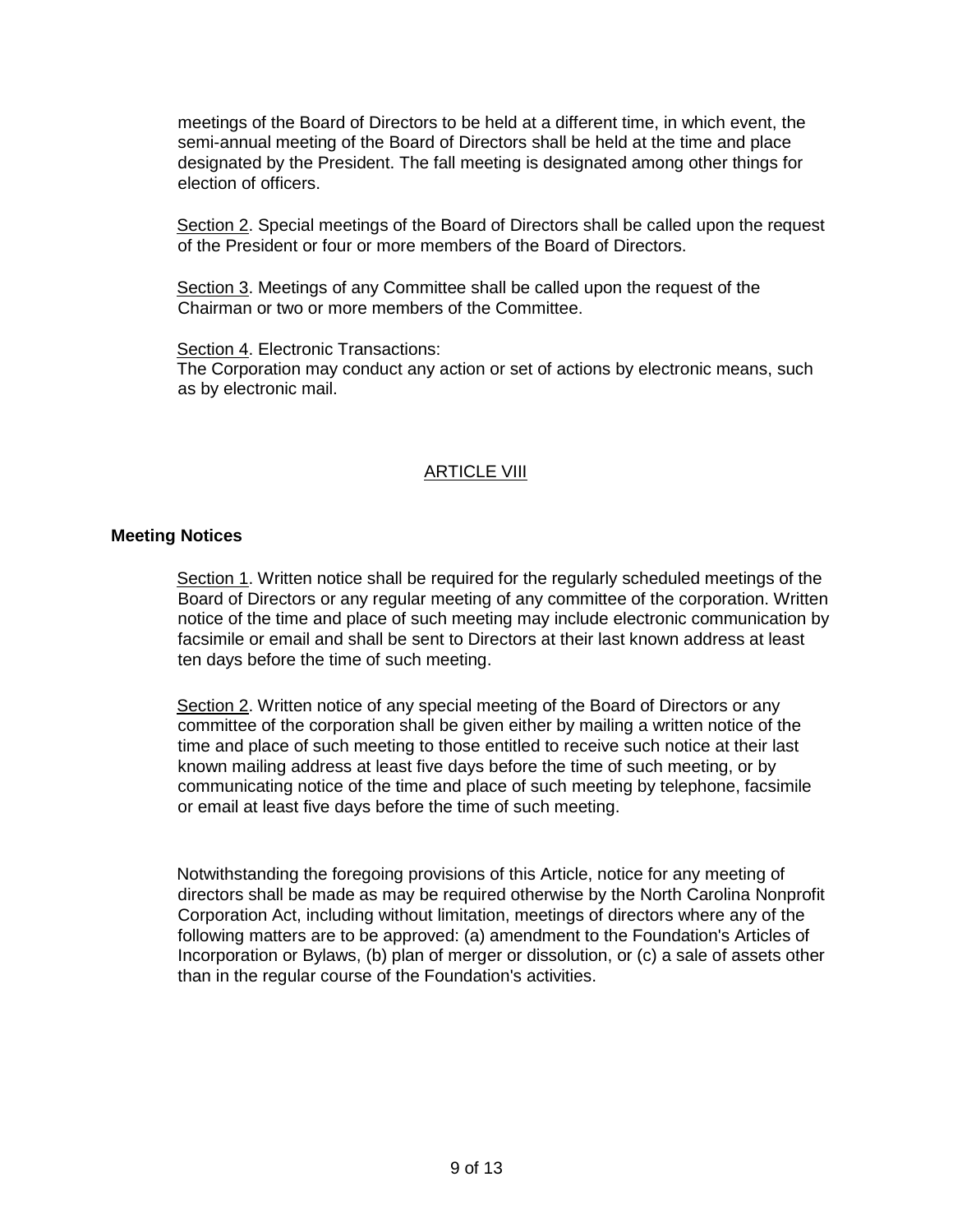meetings of the Board of Directors to be held at a different time, in which event, the semi-annual meeting of the Board of Directors shall be held at the time and place designated by the President. The fall meeting is designated among other things for election of officers.

Section 2. Special meetings of the Board of Directors shall be called upon the request of the President or four or more members of the Board of Directors.

Section 3. Meetings of any Committee shall be called upon the request of the Chairman or two or more members of the Committee.

Section 4. Electronic Transactions:
The Corporation may conduct any action or set of actions by electronic means, such as by electronic mail.

## ARTICLE VIII

**Meeting Notices**

Section 1. Written notice shall be required for the regularly scheduled meetings of the Board of Directors or any regular meeting of any committee of the corporation. Written notice of the time and place of such meeting may include electronic communication by facsimile or email and shall be sent to Directors at their last known address at least ten days before the time of such meeting.

Section 2. Written notice of any special meeting of the Board of Directors or any committee of the corporation shall be given either by mailing a written notice of the time and place of such meeting to those entitled to receive such notice at their last known mailing address at least five days before the time of such meeting, or by communicating notice of the time and place of such meeting by telephone, facsimile or email at least five days before the time of such meeting.

Notwithstanding the foregoing provisions of this Article, notice for any meeting of directors shall be made as may be required otherwise by the North Carolina Nonprofit Corporation Act, including without limitation, meetings of directors where any of the following matters are to be approved: (a) amendment to the Foundation's Articles of Incorporation or Bylaws, (b) plan of merger or dissolution, or (c) a sale of assets other than in the regular course of the Foundation's activities.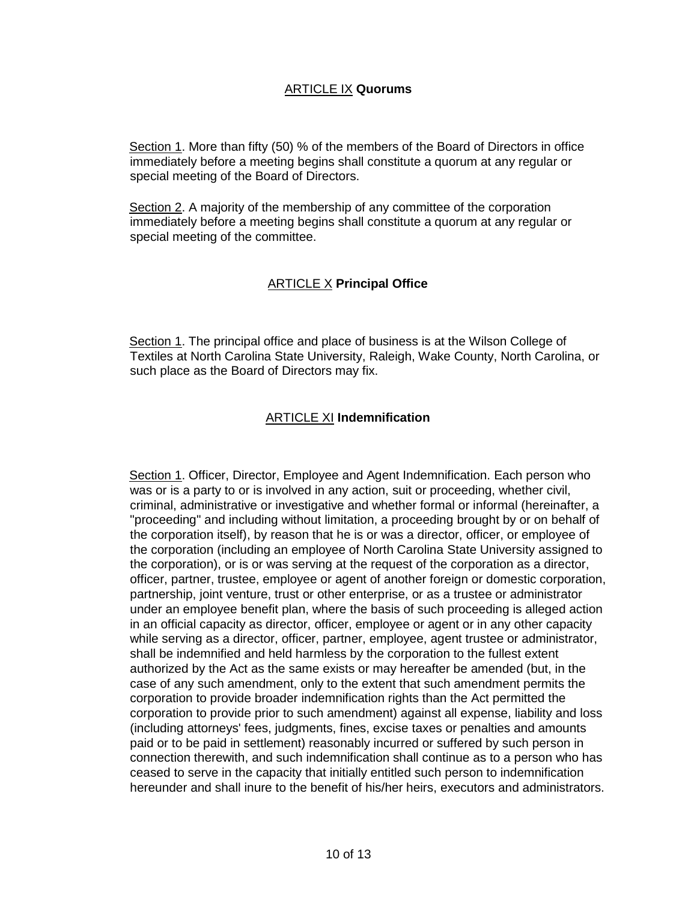## ARTICLE IX **Quorums**

Section 1. More than fifty (50) % of the members of the Board of Directors in office immediately before a meeting begins shall constitute a quorum at any regular or special meeting of the Board of Directors.

Section 2. A majority of the membership of any committee of the corporation immediately before a meeting begins shall constitute a quorum at any regular or special meeting of the committee.

## ARTICLE X **Principal Office**

Section 1. The principal office and place of business is at the Wilson College of Textiles at North Carolina State University, Raleigh, Wake County, North Carolina, or such place as the Board of Directors may fix.

## ARTICLE XI **Indemnification**

Section 1. Officer, Director, Employee and Agent Indemnification. Each person who was or is a party to or is involved in any action, suit or proceeding, whether civil, criminal, administrative or investigative and whether formal or informal (hereinafter, a "proceeding" and including without limitation, a proceeding brought by or on behalf of the corporation itself), by reason that he is or was a director, officer, or employee of the corporation (including an employee of North Carolina State University assigned to the corporation), or is or was serving at the request of the corporation as a director, officer, partner, trustee, employee or agent of another foreign or domestic corporation, partnership, joint venture, trust or other enterprise, or as a trustee or administrator under an employee benefit plan, where the basis of such proceeding is alleged action in an official capacity as director, officer, employee or agent or in any other capacity while serving as a director, officer, partner, employee, agent trustee or administrator, shall be indemnified and held harmless by the corporation to the fullest extent authorized by the Act as the same exists or may hereafter be amended (but, in the case of any such amendment, only to the extent that such amendment permits the corporation to provide broader indemnification rights than the Act permitted the corporation to provide prior to such amendment) against all expense, liability and loss (including attorneys' fees, judgments, fines, excise taxes or penalties and amounts paid or to be paid in settlement) reasonably incurred or suffered by such person in connection therewith, and such indemnification shall continue as to a person who has ceased to serve in the capacity that initially entitled such person to indemnification hereunder and shall inure to the benefit of his/her heirs, executors and administrators.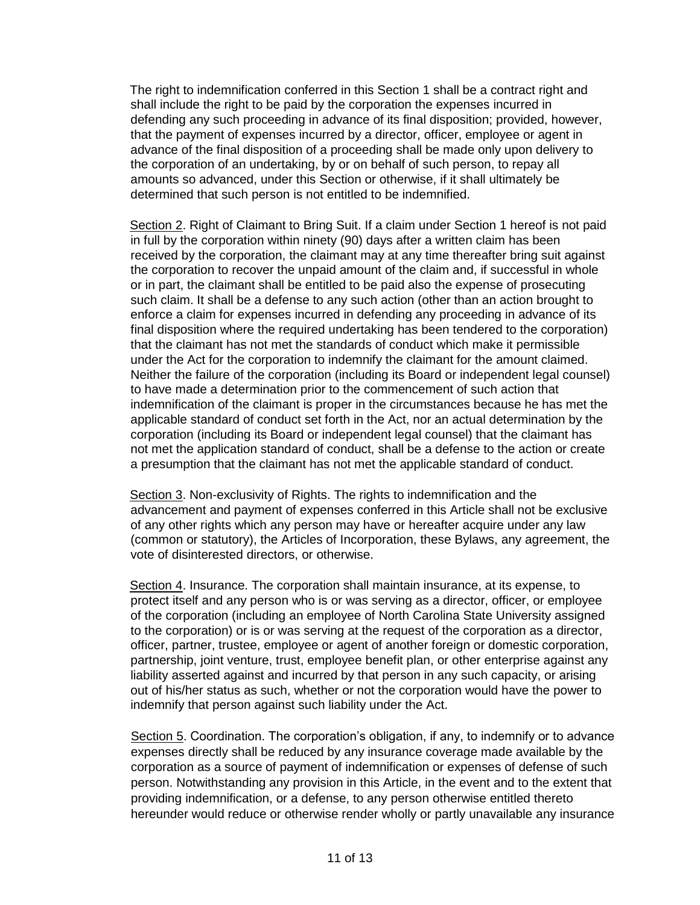The right to indemnification conferred in this Section 1 shall be a contract right and shall include the right to be paid by the corporation the expenses incurred in defending any such proceeding in advance of its final disposition; provided, however, that the payment of expenses incurred by a director, officer, employee or agent in advance of the final disposition of a proceeding shall be made only upon delivery to the corporation of an undertaking, by or on behalf of such person, to repay all amounts so advanced, under this Section or otherwise, if it shall ultimately be determined that such person is not entitled to be indemnified.

<u>Section 2</u>. Right of Claimant to Bring Suit. If a claim under Section 1 hereof is not paid in full by the corporation within ninety (90) days after a written claim has been received by the corporation, the claimant may at any time thereafter bring suit against the corporation to recover the unpaid amount of the claim and, if successful in whole or in part, the claimant shall be entitled to be paid also the expense of prosecuting such claim. It shall be a defense to any such action (other than an action brought to enforce a claim for expenses incurred in defending any proceeding in advance of its final disposition where the required undertaking has been tendered to the corporation) that the claimant has not met the standards of conduct which make it permissible under the Act for the corporation to indemnify the claimant for the amount claimed. Neither the failure of the corporation (including its Board or independent legal counsel) to have made a determination prior to the commencement of such action that indemnification of the claimant is proper in the circumstances because he has met the applicable standard of conduct set forth in the Act, nor an actual determination by the corporation (including its Board or independent legal counsel) that the claimant has not met the application standard of conduct, shall be a defense to the action or create a presumption that the claimant has not met the applicable standard of conduct.

<u>Section 3</u>. Non-exclusivity of Rights. The rights to indemnification and the advancement and payment of expenses conferred in this Article shall not be exclusive of any other rights which any person may have or hereafter acquire under any law (common or statutory), the Articles of Incorporation, these Bylaws, any agreement, the vote of disinterested directors, or otherwise.

<u>Section 4</u>. Insurance. The corporation shall maintain insurance, at its expense, to protect itself and any person who is or was serving as a director, officer, or employee of the corporation (including an employee of North Carolina State University assigned to the corporation) or is or was serving at the request of the corporation as a director, officer, partner, trustee, employee or agent of another foreign or domestic corporation, partnership, joint venture, trust, employee benefit plan, or other enterprise against any liability asserted against and incurred by that person in any such capacity, or arising out of his/her status as such, whether or not the corporation would have the power to indemnify that person against such liability under the Act.

<u>Section 5</u>. Coordination. The corporation's obligation, if any, to indemnify or to advance expenses directly shall be reduced by any insurance coverage made available by the corporation as a source of payment of indemnification or expenses of defense of such person. Notwithstanding any provision in this Article, in the event and to the extent that providing indemnification, or a defense, to any person otherwise entitled thereto hereunder would reduce or otherwise render wholly or partly unavailable any insurance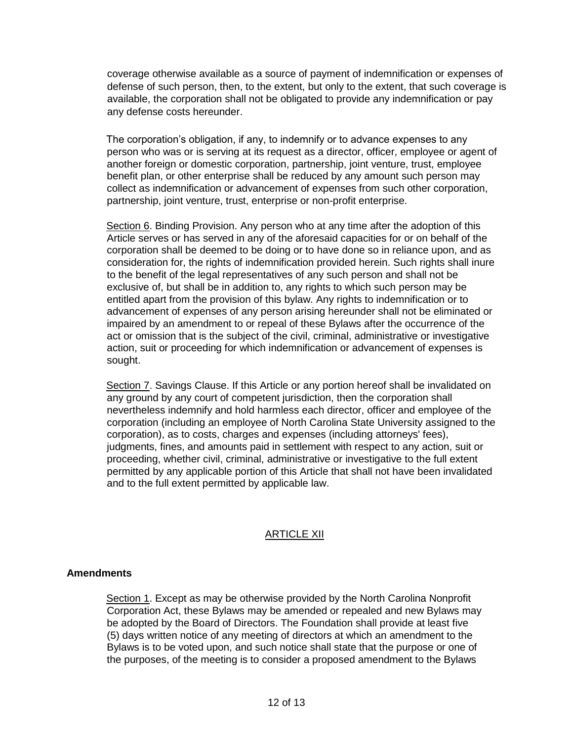coverage otherwise available as a source of payment of indemnification or expenses of defense of such person, then, to the extent, but only to the extent, that such coverage is available, the corporation shall not be obligated to provide any indemnification or pay any defense costs hereunder.

The corporation's obligation, if any, to indemnify or to advance expenses to any person who was or is serving at its request as a director, officer, employee or agent of another foreign or domestic corporation, partnership, joint venture, trust, employee benefit plan, or other enterprise shall be reduced by any amount such person may collect as indemnification or advancement of expenses from such other corporation, partnership, joint venture, trust, enterprise or non-profit enterprise.

Section 6. Binding Provision. Any person who at any time after the adoption of this Article serves or has served in any of the aforesaid capacities for or on behalf of the corporation shall be deemed to be doing or to have done so in reliance upon, and as consideration for, the rights of indemnification provided herein. Such rights shall inure to the benefit of the legal representatives of any such person and shall not be exclusive of, but shall be in addition to, any rights to which such person may be entitled apart from the provision of this bylaw. Any rights to indemnification or to advancement of expenses of any person arising hereunder shall not be eliminated or impaired by an amendment to or repeal of these Bylaws after the occurrence of the act or omission that is the subject of the civil, criminal, administrative or investigative action, suit or proceeding for which indemnification or advancement of expenses is sought.

Section 7. Savings Clause. If this Article or any portion hereof shall be invalidated on any ground by any court of competent jurisdiction, then the corporation shall nevertheless indemnify and hold harmless each director, officer and employee of the corporation (including an employee of North Carolina State University assigned to the corporation), as to costs, charges and expenses (including attorneys' fees), judgments, fines, and amounts paid in settlement with respect to any action, suit or proceeding, whether civil, criminal, administrative or investigative to the full extent permitted by any applicable portion of this Article that shall not have been invalidated and to the full extent permitted by applicable law.

## ARTICLE XII

### Amendments

Section 1. Except as may be otherwise provided by the North Carolina Nonprofit Corporation Act, these Bylaws may be amended or repealed and new Bylaws may be adopted by the Board of Directors. The Foundation shall provide at least five (5) days written notice of any meeting of directors at which an amendment to the Bylaws is to be voted upon, and such notice shall state that the purpose or one of the purposes, of the meeting is to consider a proposed amendment to the Bylaws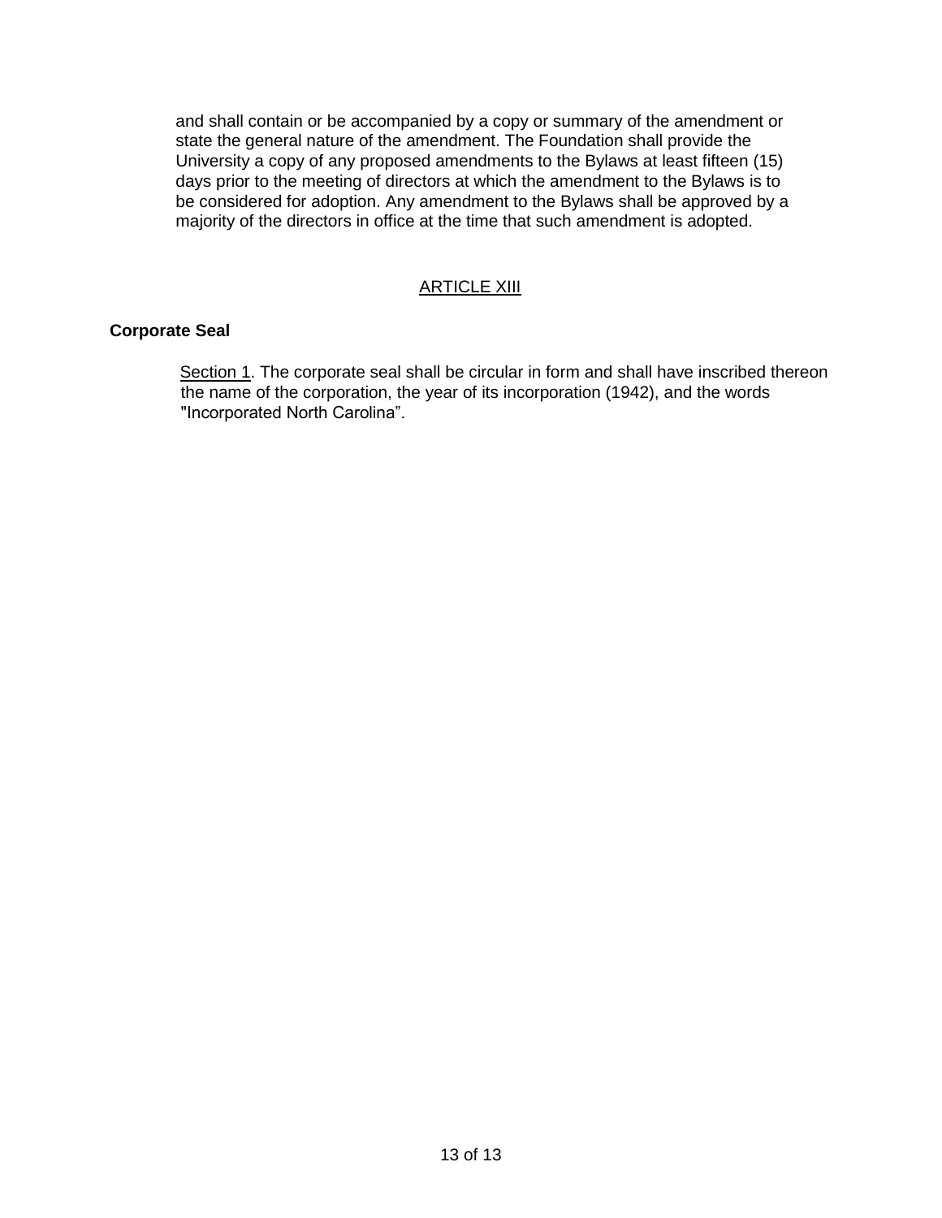and shall contain or be accompanied by a copy or summary of the amendment or state the general nature of the amendment. The Foundation shall provide the University a copy of any proposed amendments to the Bylaws at least fifteen (15) days prior to the meeting of directors at which the amendment to the Bylaws is to be considered for adoption. Any amendment to the Bylaws shall be approved by a majority of the directors in office at the time that such amendment is adopted.

## ARTICLE XIII

**Corporate Seal**

Section 1. The corporate seal shall be circular in form and shall have inscribed thereon the name of the corporation, the year of its incorporation (1942), and the words "Incorporated North Carolina".